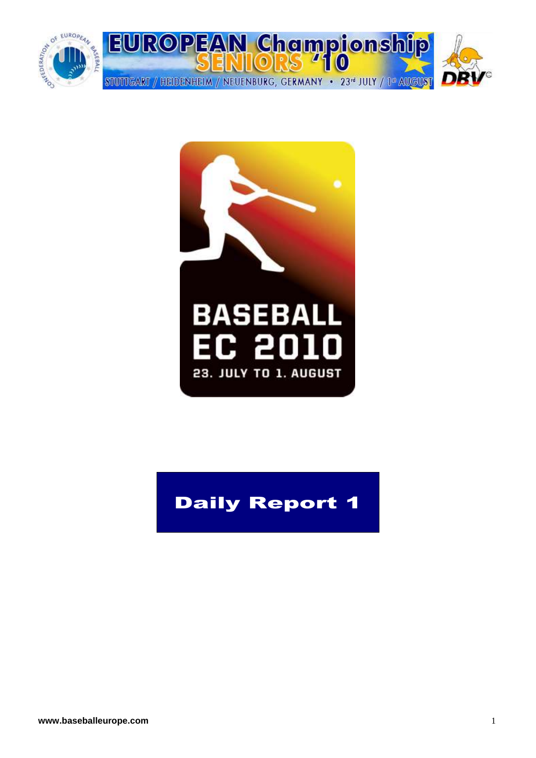# EUROPEAN Championship SENIORS '10

STUTTGART / HEIDENHEIM / NEUENBURG, GERMANY • 23rd JULY / 1st AUGUST

BASEBALL EC 2010

23. JULY TO 1. AUGUST

# Daily Report 1

www.baseballeurope.com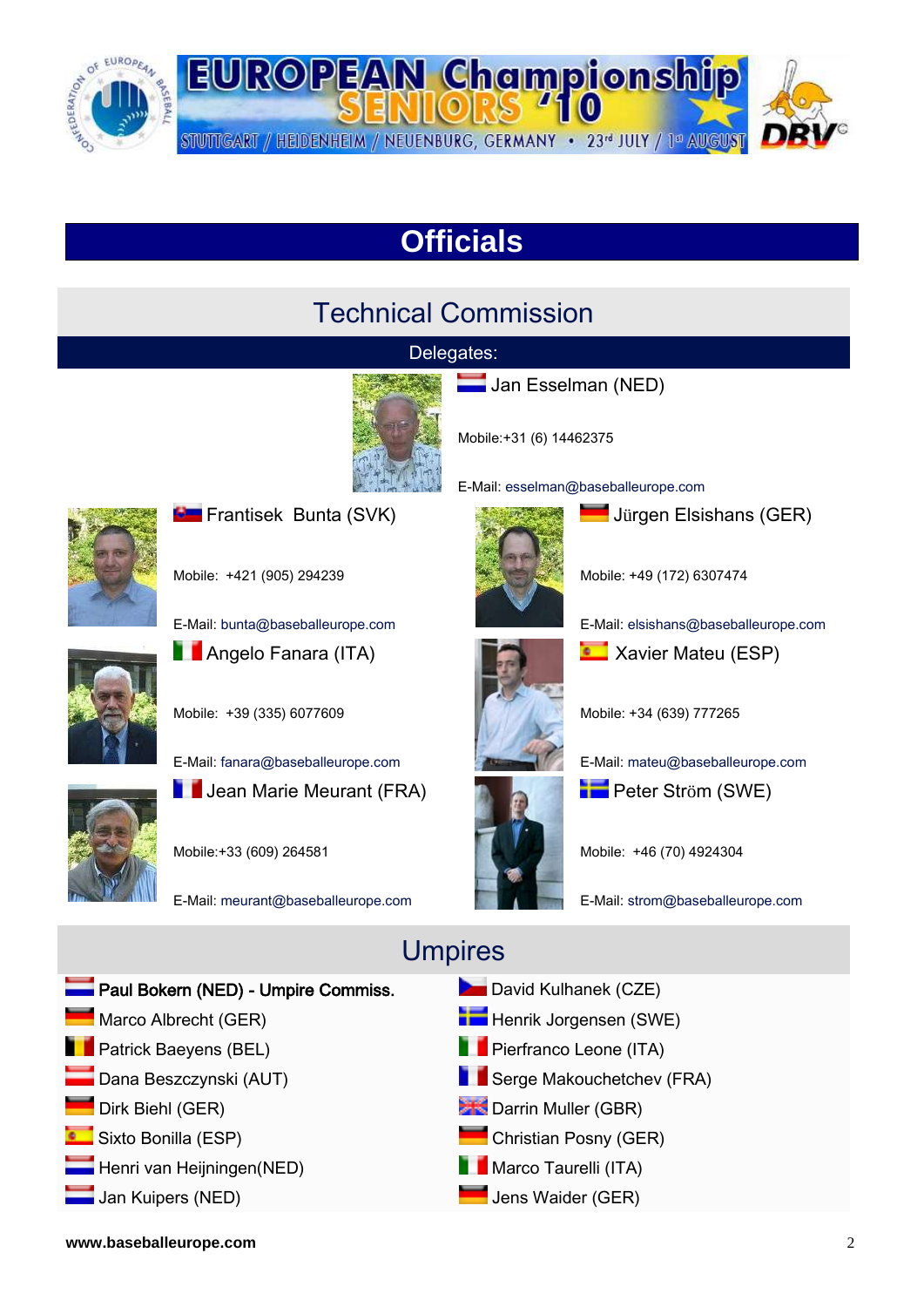EUROPEAN Championship SENIORS '10

STUTTGART / HEIDENHEIM / NEUENBURG, GERMANY • 23rd JULY / 1st AUGUST

# Officials

## Technical Commission

### Delegates:

**Jan Esselman (NED)**

Mobile:+31 (6) 14462375

E-Mail: esselman@baseballeurope.com

**Frantisek Bunta (SVK)**

Mobile: +421 (905) 294239

E-Mail: bunta@baseballeurope.com

**Jürgen Elsishans (GER)**

Mobile: +49 (172) 6307474

E-Mail: elsishans@baseballeurope.com

**Angelo Fanara (ITA)**

Mobile: +39 (335) 6077609

E-Mail: fanara@baseballeurope.com

**Xavier Mateu (ESP)**

Mobile: +34 (639) 777265

E-Mail: mateu@baseballeurope.com

**Jean Marie Meurant (FRA)**

Mobile:+33 (609) 264581

E-Mail: meurant@baseballeurope.com

**Peter Ström (SWE)**

Mobile: +46 (70) 4924304

E-Mail: strom@baseballeurope.com

## Umpires

- **Paul Bokern (NED) - Umpire Commiss.**
- Marco Albrecht (GER)
- Patrick Baeyens (BEL)
- Dana Beszczynski (AUT)
- Dirk Biehl (GER)
- Sixto Bonilla (ESP)
- Henri van Heijningen(NED)
- Jan Kuipers (NED)
- David Kulhanek (CZE)
- Henrik Jorgensen (SWE)
- Pierfranco Leone (ITA)
- Serge Makouchetchev (FRA)
- Darrin Muller (GBR)
- Christian Posny (GER)
- Marco Taurelli (ITA)
- Jens Waider (GER)

www.baseballeurope.com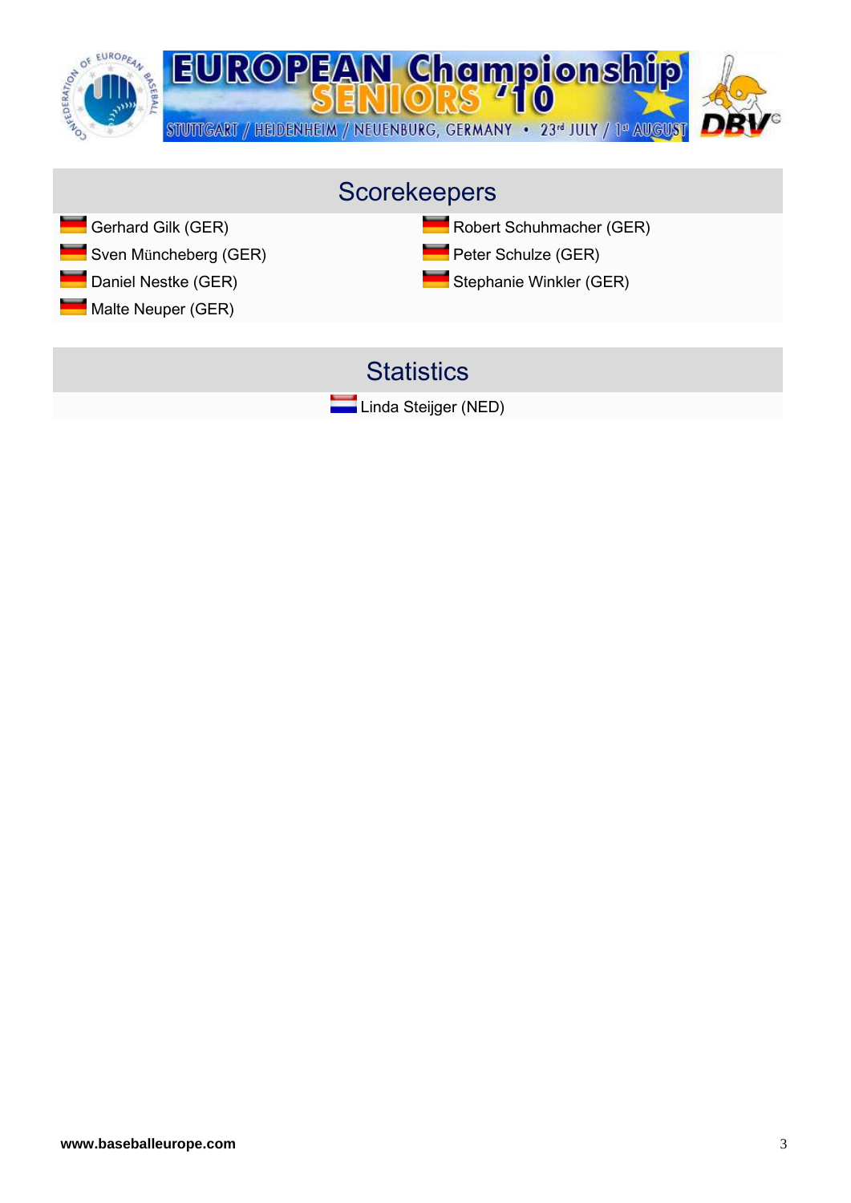## Scorekeepers

- Gerhard Gilk (GER)
- Sven Müncheberg (GER)
- Daniel Nestke (GER)
- Malte Neuper (GER)
- Robert Schuhmacher (GER)
- Peter Schulze (GER)
- Stephanie Winkler (GER)

## Statistics

- Linda Steijger (NED)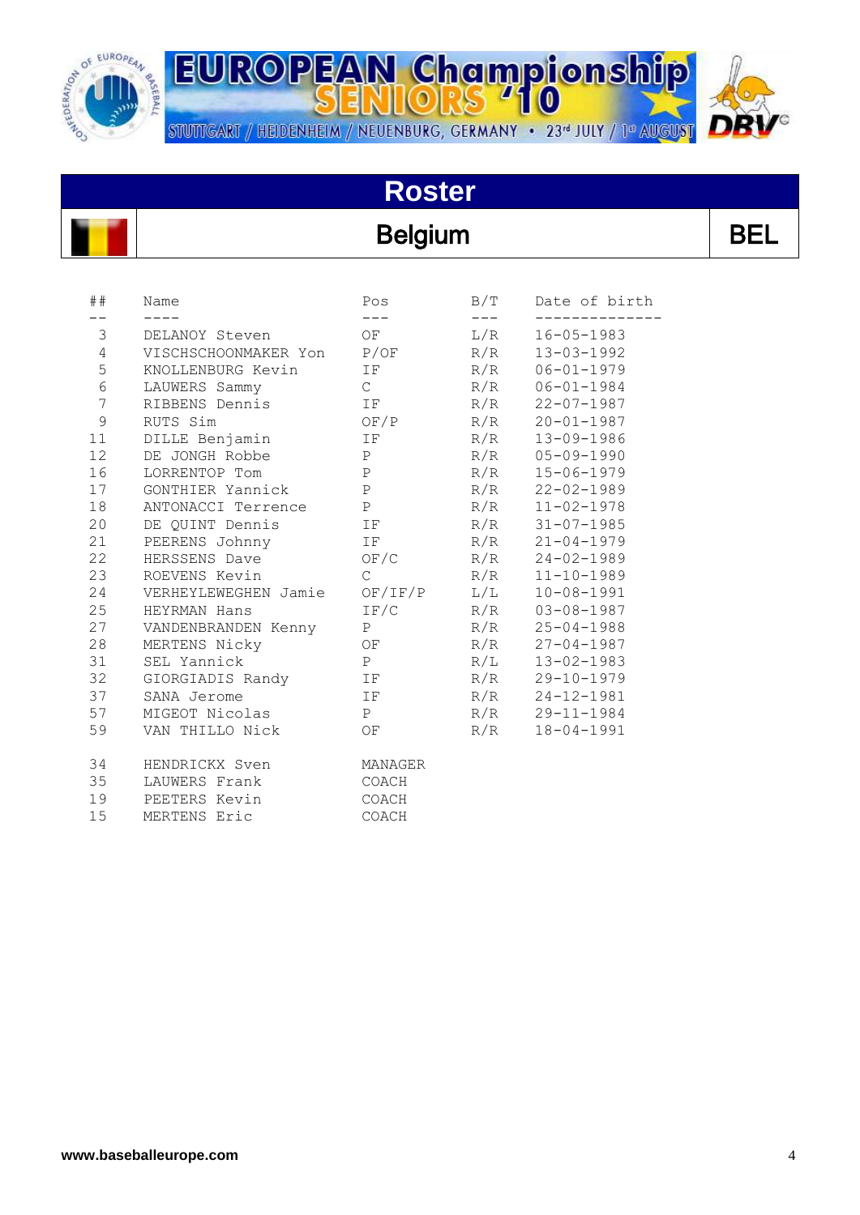EUROPEAN Championship SENIORS '10

STUTTGART / HEIDENHEIM / NEUENBURG, GERMANY • 23rd JULY / 1st AUGUST

# Roster

## Belgium — BEL

| ## | Name | Pos | B/T | Date of birth |
|---|---|---|---|---|
| 3 | DELANOY Steven | OF | L/R | 16-05-1983 |
| 4 | VISCHSCHOONMAKER Yon | P/OF | R/R | 13-03-1992 |
| 5 | KNOLLENBURG Kevin | IF | R/R | 06-01-1979 |
| 6 | LAUWERS Sammy | C | R/R | 06-01-1984 |
| 7 | RIBBENS Dennis | IF | R/R | 22-07-1987 |
| 9 | RUTS Sim | OF/P | R/R | 20-01-1987 |
| 11 | DILLE Benjamin | IF | R/R | 13-09-1986 |
| 12 | DE JONGH Robbe | P | R/R | 05-09-1990 |
| 16 | LORRENTOP Tom | P | R/R | 15-06-1979 |
| 17 | GONTHIER Yannick | P | R/R | 22-02-1989 |
| 18 | ANTONACCI Terrence | P | R/R | 11-02-1978 |
| 20 | DE QUINT Dennis | IF | R/R | 31-07-1985 |
| 21 | PEERENS Johnny | IF | R/R | 21-04-1979 |
| 22 | HERSSENS Dave | OF/C | R/R | 24-02-1989 |
| 23 | ROEVENS Kevin | C | R/R | 11-10-1989 |
| 24 | VERHEYLEWEGHEN Jamie | OF/IF/P | L/L | 10-08-1991 |
| 25 | HEYRMAN Hans | IF/C | R/R | 03-08-1987 |
| 27 | VANDENBRANDEN Kenny | P | R/R | 25-04-1988 |
| 28 | MERTENS Nicky | OF | R/R | 27-04-1987 |
| 31 | SEL Yannick | P | R/L | 13-02-1983 |
| 32 | GIORGIADIS Randy | IF | R/R | 29-10-1979 |
| 37 | SANA Jerome | IF | R/R | 24-12-1981 |
| 57 | MIGEOT Nicolas | P | R/R | 29-11-1984 |
| 59 | VAN THILLO Nick | OF | R/R | 18-04-1991 |

| ## | Name | Pos |
|---|---|---|
| 34 | HENDRICKX Sven | MANAGER |
| 35 | LAUWERS Frank | COACH |
| 19 | PEETERS Kevin | COACH |
| 15 | MERTENS Eric | COACH |

www.baseballeurope.com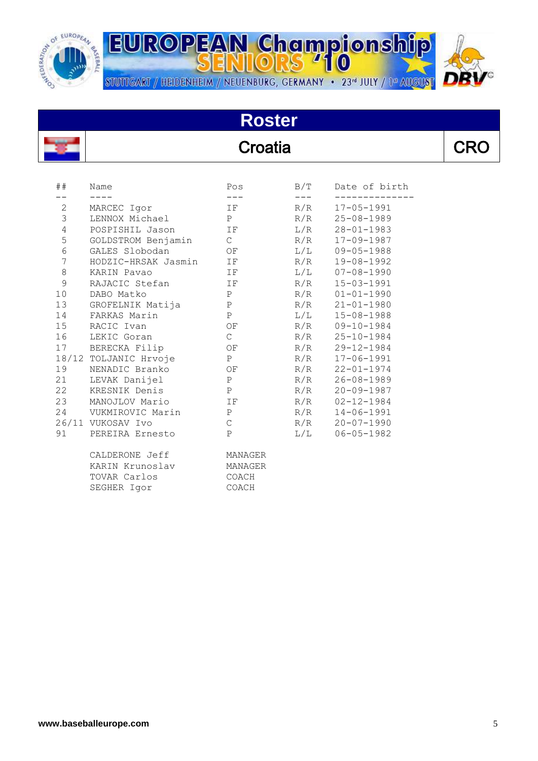EUROPEAN Championship SENIORS '10

STUTTGART / HEIDENHEIM / NEUENBURG, GERMANY • 23rd JULY / 1st AUGUST

# Roster

## Croatia

CRO

| ## | Name | Pos | B/T | Date of birth |
|---|---|---|---|---|
| 2 | MARCEC Igor | IF | R/R | 17-05-1991 |
| 3 | LENNOX Michael | P | R/R | 25-08-1989 |
| 4 | POSPISHIL Jason | IF | L/R | 28-01-1983 |
| 5 | GOLDSTROM Benjamin | C | R/R | 17-09-1987 |
| 6 | GALES Slobodan | OF | L/L | 09-05-1988 |
| 7 | HODZIC-HRSAK Jasmin | IF | R/R | 19-08-1992 |
| 8 | KARIN Pavao | IF | L/L | 07-08-1990 |
| 9 | RAJACIC Stefan | IF | R/R | 15-03-1991 |
| 10 | DABO Matko | P | R/R | 01-01-1990 |
| 13 | GROFELNIK Matija | P | R/R | 21-01-1980 |
| 14 | FARKAS Marin | P | L/L | 15-08-1988 |
| 15 | RACIC Ivan | OF | R/R | 09-10-1984 |
| 16 | LEKIC Goran | C | R/R | 25-10-1984 |
| 17 | BERECKA Filip | OF | R/R | 29-12-1984 |
| 18/12 | TOLJANIC Hrvoje | P | R/R | 17-06-1991 |
| 19 | NENADIC Branko | OF | R/R | 22-01-1974 |
| 21 | LEVAK Danijel | P | R/R | 26-08-1989 |
| 22 | KRESNIK Denis | P | R/R | 20-09-1987 |
| 23 | MANOJLOV Mario | IF | R/R | 02-12-1984 |
| 24 | VUKMIROVIC Marin | P | R/R | 14-06-1991 |
| 26/11 | VUKOSAV Ivo | C | R/R | 20-07-1990 |
| 91 | PEREIRA Ernesto | P | L/L | 06-05-1982 |
| | CALDERONE Jeff | MANAGER | | |
| | KARIN Krunoslav | MANAGER | | |
| | TOVAR Carlos | COACH | | |
| | SEGHER Igor | COACH | | |

www.baseballeurope.com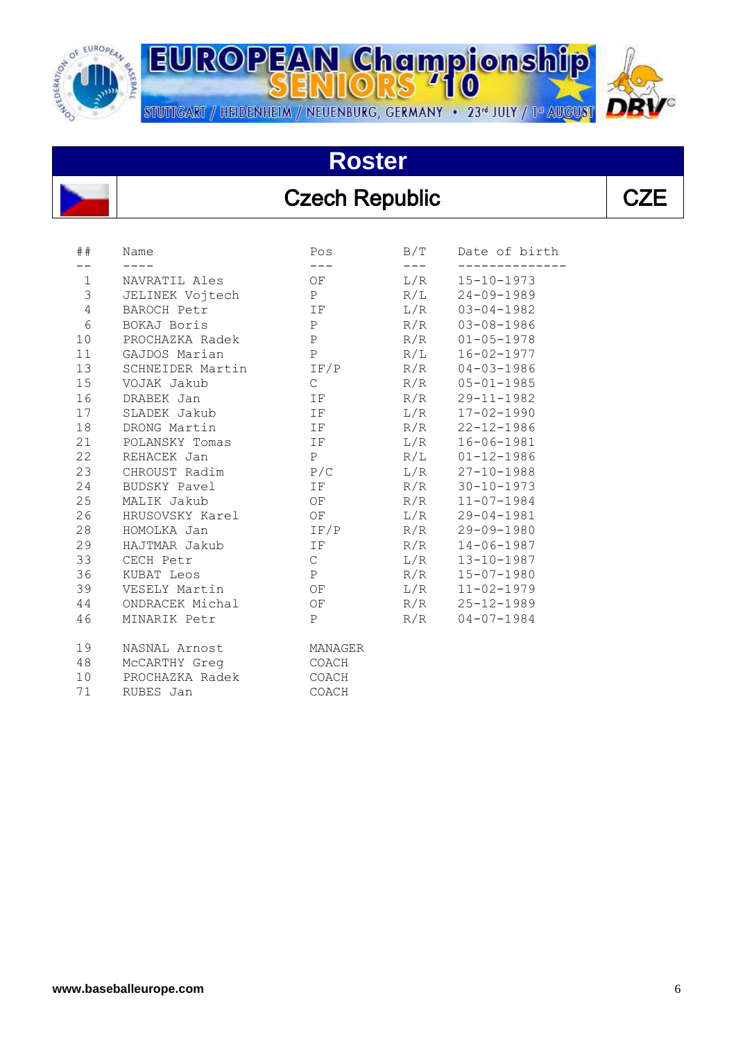# EUROPEAN Championship SENIORS '10

STUTTGART / HEIDENHEIM / NEUENBURG, GERMANY • 23rd JULY / 1st AUGUST

## Roster

## Czech Republic — CZE

| ## | Name | Pos | B/T | Date of birth |
|---|---|---|---|---|
| 1 | NAVRATIL Ales | OF | L/R | 15-10-1973 |
| 3 | JELINEK Vojtech | P | R/L | 24-09-1989 |
| 4 | BAROCH Petr | IF | L/R | 03-04-1982 |
| 6 | BOKAJ Boris | P | R/R | 03-08-1986 |
| 10 | PROCHAZKA Radek | P | R/R | 01-05-1978 |
| 11 | GAJDOS Marian | P | R/L | 16-02-1977 |
| 13 | SCHNEIDER Martin | IF/P | R/R | 04-03-1986 |
| 15 | VOJAK Jakub | C | R/R | 05-01-1985 |
| 16 | DRABEK Jan | IF | R/R | 29-11-1982 |
| 17 | SLADEK Jakub | IF | L/R | 17-02-1990 |
| 18 | DRONG Martin | IF | R/R | 22-12-1986 |
| 21 | POLANSKY Tomas | IF | L/R | 16-06-1981 |
| 22 | REHACEK Jan | P | R/L | 01-12-1986 |
| 23 | CHROUST Radim | P/C | L/R | 27-10-1988 |
| 24 | BUDSKY Pavel | IF | R/R | 30-10-1973 |
| 25 | MALIK Jakub | OF | R/R | 11-07-1984 |
| 26 | HRUSOVSKY Karel | OF | L/R | 29-04-1981 |
| 28 | HOMOLKA Jan | IF/P | R/R | 29-09-1980 |
| 29 | HAJTMAR Jakub | IF | R/R | 14-06-1987 |
| 33 | CECH Petr | C | L/R | 13-10-1987 |
| 36 | KUBAT Leos | P | R/R | 15-07-1980 |
| 39 | VESELY Martin | OF | L/R | 11-02-1979 |
| 44 | ONDRACEK Michal | OF | R/R | 25-12-1989 |
| 46 | MINARIK Petr | P | R/R | 04-07-1984 |
| | | | | |
| 19 | NASNAL Arnost | MANAGER | | |
| 48 | McCARTHY Greg | COACH | | |
| 10 | PROCHAZKA Radek | COACH | | |
| 71 | RUBES Jan | COACH | | |

www.baseballeurope.com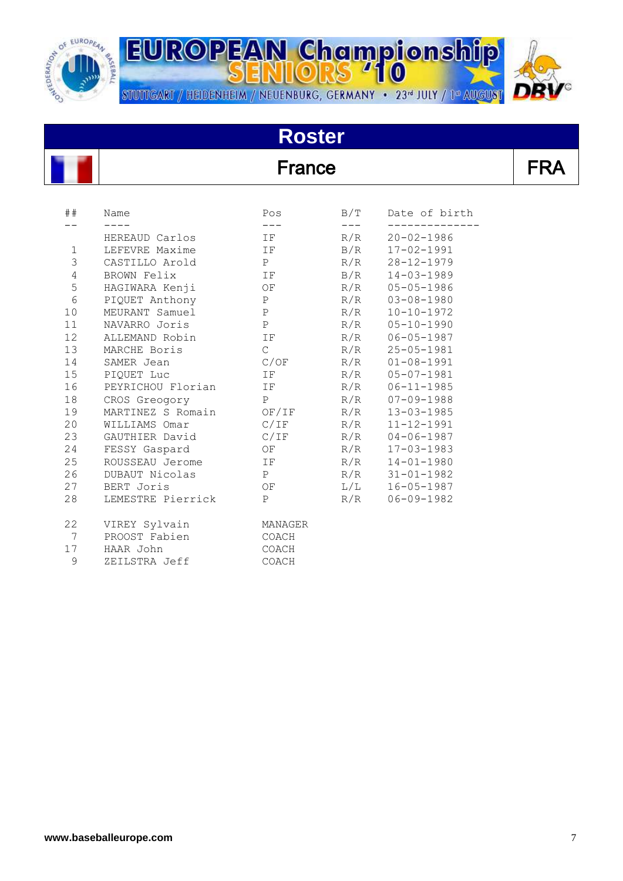# EUROPEAN Championship SENIORS '10

STUTTGART / HEIDENHEIM / NEUENBURG, GERMANY • 23rd JULY / 1st AUGUST

## Roster

## France — FRA

| ## | Name | Pos | B/T | Date of birth |
|---|---|---|---|---|
| | HEREAUD Carlos | IF | R/R | 20-02-1986 |
| 1 | LEFEVRE Maxime | IF | B/R | 17-02-1991 |
| 3 | CASTILLO Arold | P | R/R | 28-12-1979 |
| 4 | BROWN Felix | IF | B/R | 14-03-1989 |
| 5 | HAGIWARA Kenji | OF | R/R | 05-05-1986 |
| 6 | PIQUET Anthony | P | R/R | 03-08-1980 |
| 10 | MEURANT Samuel | P | R/R | 10-10-1972 |
| 11 | NAVARRO Joris | P | R/R | 05-10-1990 |
| 12 | ALLEMAND Robin | IF | R/R | 06-05-1987 |
| 13 | MARCHE Boris | C | R/R | 25-05-1981 |
| 14 | SAMER Jean | C/OF | R/R | 01-08-1991 |
| 15 | PIQUET Luc | IF | R/R | 05-07-1981 |
| 16 | PEYRICHOU Florian | IF | R/R | 06-11-1985 |
| 18 | CROS Gregogry | P | R/R | 07-09-1988 |
| 19 | MARTINEZ S Romain | OF/IF | R/R | 13-03-1985 |
| 20 | WILLIAMS Omar | C/IF | R/R | 11-12-1991 |
| 23 | GAUTHIER David | C/IF | R/R | 04-06-1987 |
| 24 | FESSY Gaspard | OF | R/R | 17-03-1983 |
| 25 | ROUSSEAU Jerome | IF | R/R | 14-01-1980 |
| 26 | DUBAUT Nicolas | P | R/R | 31-01-1982 |
| 27 | BERT Joris | OF | L/L | 16-05-1987 |
| 28 | LEMESTRE Pierrick | P | R/R | 06-09-1982 |
| 22 | VIREY Sylvain | MANAGER | | |
| 7 | PROOST Fabien | COACH | | |
| 17 | HAAR John | COACH | | |
| 9 | ZEILSTRA Jeff | COACH | | |

www.baseballeurope.com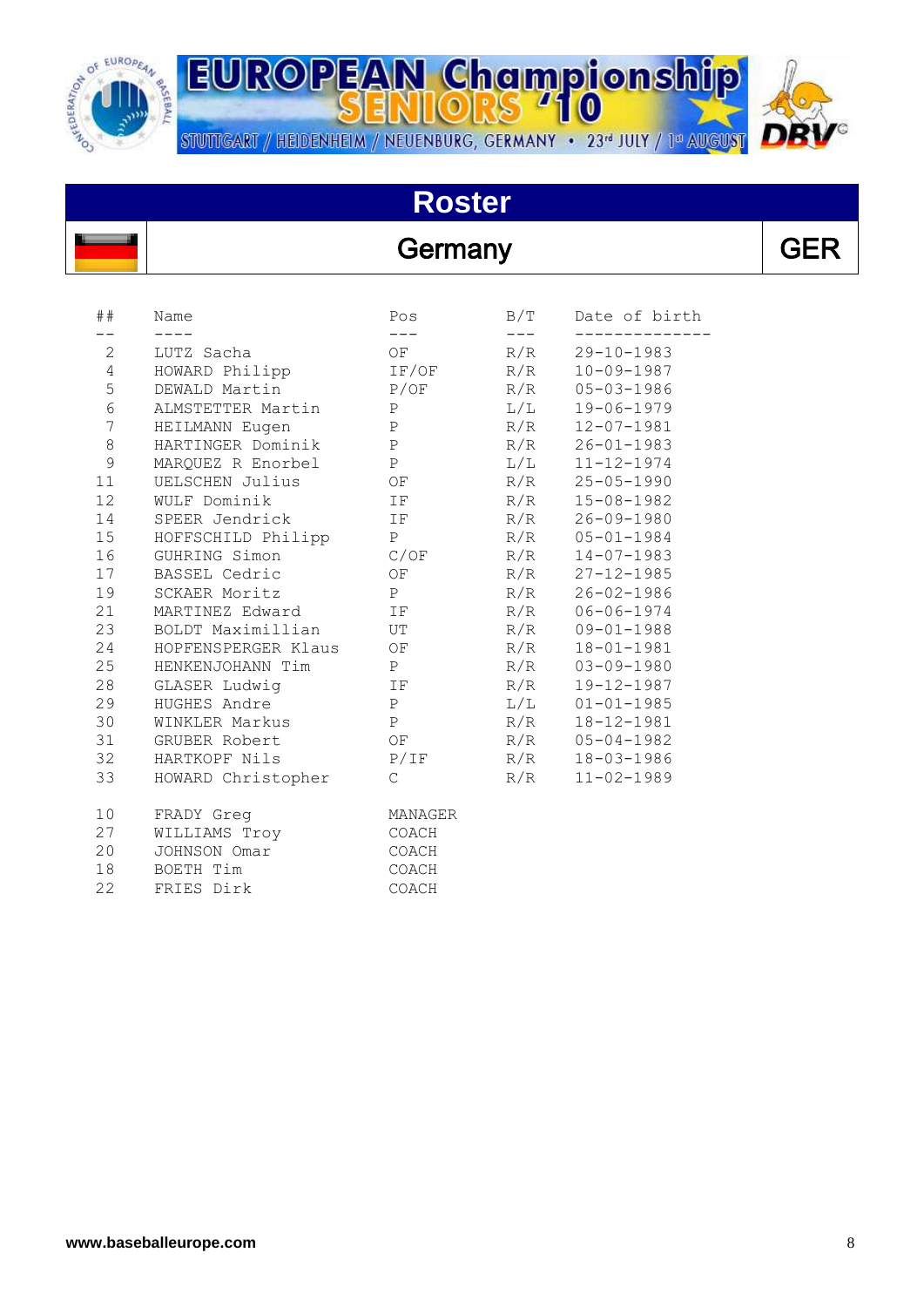# EUROPEAN Championship SENIORS '10

STUTTGART / HEIDENHEIM / NEUENBURG, GERMANY • 23rd JULY / 1st AUGUST

## Roster

## Germany — GER

| ## | Name | Pos | B/T | Date of birth |
|---|---|---|---|---|
| 2 | LUTZ Sacha | OF | R/R | 29-10-1983 |
| 4 | HOWARD Philipp | IF/OF | R/R | 10-09-1987 |
| 5 | DEWALD Martin | P/OF | R/R | 05-03-1986 |
| 6 | ALMSTETTER Martin | P | L/L | 19-06-1979 |
| 7 | HEILMANN Eugen | P | R/R | 12-07-1981 |
| 8 | HARTINGER Dominik | P | R/R | 26-01-1983 |
| 9 | MARQUEZ R Enorbel | P | L/L | 11-12-1974 |
| 11 | UELSCHEN Julius | OF | R/R | 25-05-1990 |
| 12 | WULF Dominik | IF | R/R | 15-08-1982 |
| 14 | SPEER Jendrick | IF | R/R | 26-09-1980 |
| 15 | HOFFSCHILD Philipp | P | R/R | 05-01-1984 |
| 16 | GUHRING Simon | C/OF | R/R | 14-07-1983 |
| 17 | BASSEL Cedric | OF | R/R | 27-12-1985 |
| 19 | SCKAER Moritz | P | R/R | 26-02-1986 |
| 21 | MARTINEZ Edward | IF | R/R | 06-06-1974 |
| 23 | BOLDT Maximillian | UT | R/R | 09-01-1988 |
| 24 | HOPFENSPERGER Klaus | OF | R/R | 18-01-1981 |
| 25 | HENKENJOHANN Tim | P | R/R | 03-09-1980 |
| 28 | GLASER Ludwig | IF | R/R | 19-12-1987 |
| 29 | HUGHES Andre | P | L/L | 01-01-1985 |
| 30 | WINKLER Markus | P | R/R | 18-12-1981 |
| 31 | GRUBER Robert | OF | R/R | 05-04-1982 |
| 32 | HARTKOPF Nils | P/IF | R/R | 18-03-1986 |
| 33 | HOWARD Christopher | C | R/R | 11-02-1989 |

| ## | Name | Pos |
|---|---|---|
| 10 | FRADY Greg | MANAGER |
| 27 | WILLIAMS Troy | COACH |
| 20 | JOHNSON Omar | COACH |
| 18 | BOETH Tim | COACH |
| 22 | FRIES Dirk | COACH |

www.baseballeurope.com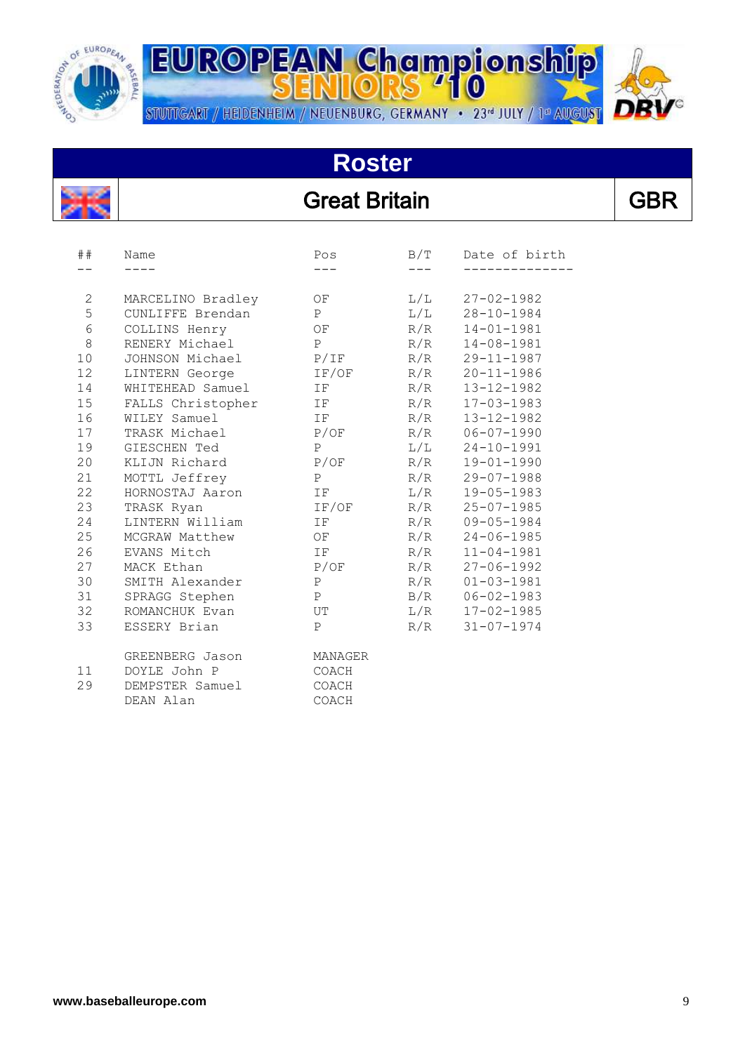# EUROPEAN Championship SENIORS '10

STUTTGART / HEIDENHEIM / NEUENBURG, GERMANY • 23rd JULY / 1st AUGUST

## Roster

## Great Britain — GBR

| ## | Name | Pos | B/T | Date of birth |
|---|---|---|---|---|
| 2 | MARCELINO Bradley | OF | L/L | 27-02-1982 |
| 5 | CUNLIFFE Brendan | P | L/L | 28-10-1984 |
| 6 | COLLINS Henry | OF | R/R | 14-01-1981 |
| 8 | RENERY Michael | P | R/R | 14-08-1981 |
| 10 | JOHNSON Michael | P/IF | R/R | 29-11-1987 |
| 12 | LINTERN George | IF/OF | R/R | 20-11-1986 |
| 14 | WHITEHEAD Samuel | IF | R/R | 13-12-1982 |
| 15 | FALLS Christopher | IF | R/R | 17-03-1983 |
| 16 | WILEY Samuel | IF | R/R | 13-12-1982 |
| 17 | TRASK Michael | P/OF | R/R | 06-07-1990 |
| 19 | GIESCHEN Ted | P | L/L | 24-10-1991 |
| 20 | KLIJN Richard | P/OF | R/R | 19-01-1990 |
| 21 | MOTTL Jeffrey | P | R/R | 29-07-1988 |
| 22 | HORNOSTAJ Aaron | IF | L/R | 19-05-1983 |
| 23 | TRASK Ryan | IF/OF | R/R | 25-07-1985 |
| 24 | LINTERN William | IF | R/R | 09-05-1984 |
| 25 | MCGRAW Matthew | OF | R/R | 24-06-1985 |
| 26 | EVANS Mitch | IF | R/R | 11-04-1981 |
| 27 | MACK Ethan | P/OF | R/R | 27-06-1992 |
| 30 | SMITH Alexander | P | R/R | 01-03-1981 |
| 31 | SPRAGG Stephen | P | B/R | 06-02-1983 |
| 32 | ROMANCHUK Evan | UT | L/R | 17-02-1985 |
| 33 | ESSERY Brian | P | R/R | 31-07-1974 |
| | GREENBERG Jason | MANAGER | | |
| 11 | DOYLE John P | COACH | | |
| 29 | DEMPSTER Samuel | COACH | | |
| | DEAN Alan | COACH | | |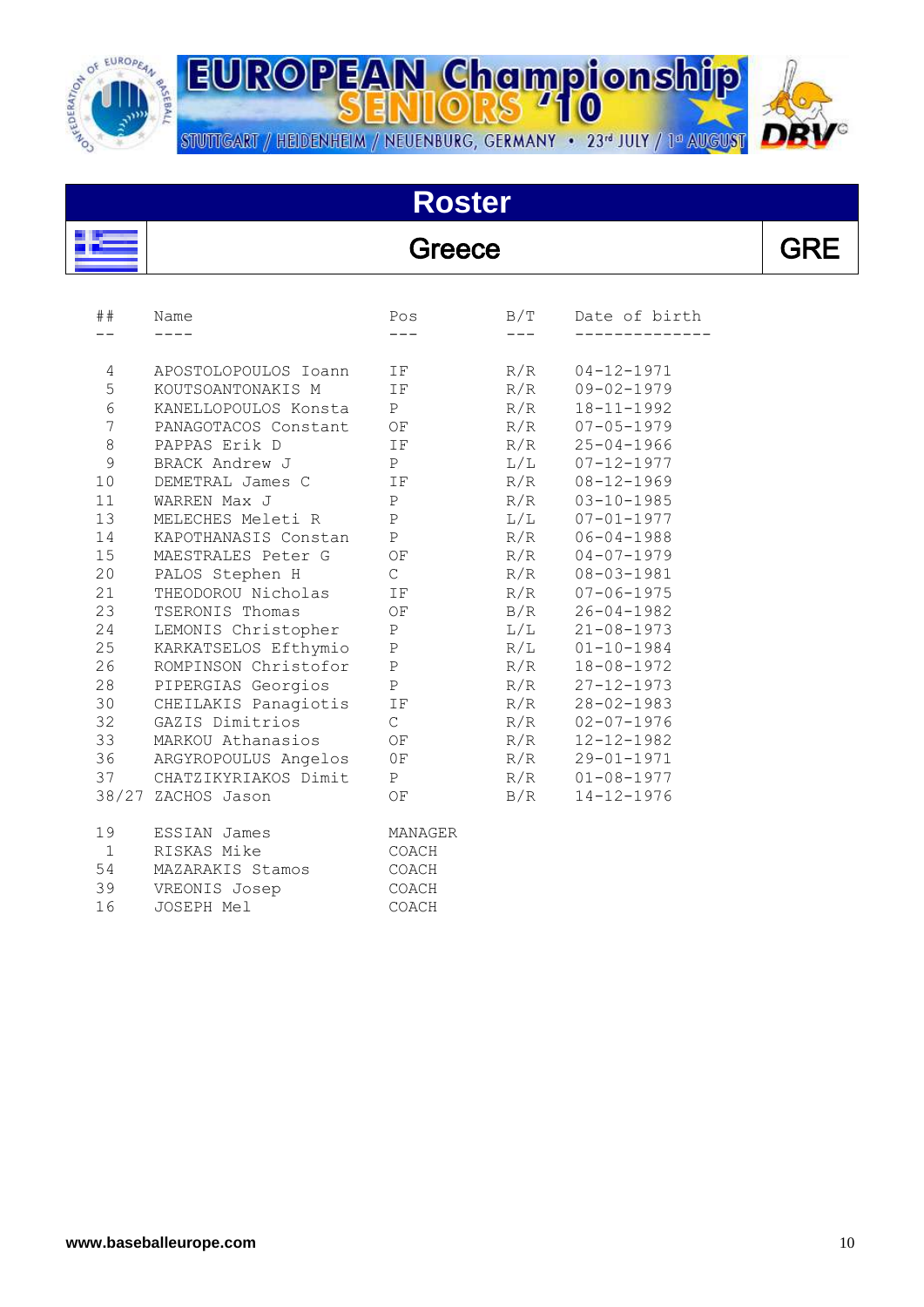# EUROPEAN Championship SENIORS '10

STUTTGART / HEIDENHEIM / NEUENBURG, GERMANY • 23rd JULY / 1st AUGUST

## Roster

## Greece

**GRE**

| ## | Name | Pos | B/T | Date of birth |
|---|---|---|---|---|
| 4 | APOSTOLOPOULOS Ioann | IF | R/R | 04-12-1971 |
| 5 | KOUTSOANTONAKIS M | IF | R/R | 09-02-1979 |
| 6 | KANELLOPOULOS Konsta | P | R/R | 18-11-1992 |
| 7 | PANAGOTACOS Constant | OF | R/R | 07-05-1979 |
| 8 | PAPPAS Erik D | IF | R/R | 25-04-1966 |
| 9 | BRACK Andrew J | P | L/L | 07-12-1977 |
| 10 | DEMETRAL James C | IF | R/R | 08-12-1969 |
| 11 | WARREN Max J | P | R/R | 03-10-1985 |
| 13 | MELECHES Meleti R | P | L/L | 07-01-1977 |
| 14 | KAPOTHANASIS Constan | P | R/R | 06-04-1988 |
| 15 | MAESTRALES Peter G | OF | R/R | 04-07-1979 |
| 20 | PALOS Stephen H | C | R/R | 08-03-1981 |
| 21 | THEODOROU Nicholas | IF | R/R | 07-06-1975 |
| 23 | TSERONIS Thomas | OF | B/R | 26-04-1982 |
| 24 | LEMONIS Christopher | P | L/L | 21-08-1973 |
| 25 | KARKATSELOS Efthymio | P | R/L | 01-10-1984 |
| 26 | ROMPINSON Christofor | P | R/R | 18-08-1972 |
| 28 | PIPERGIAS Georgios | P | R/R | 27-12-1973 |
| 30 | CHEILAKIS Panagiotis | IF | R/R | 28-02-1983 |
| 32 | GAZIS Dimitrios | C | R/R | 02-07-1976 |
| 33 | MARKOU Athanasios | OF | R/R | 12-12-1982 |
| 36 | ARGYROPOULUS Angelos | 0F | R/R | 29-01-1971 |
| 37 | CHATZIKYRIAKOS Dimit | P | R/R | 01-08-1977 |
| 38/27 | ZACHOS Jason | OF | B/R | 14-12-1976 |
| 19 | ESSIAN James | MANAGER | | |
| 1 | RISKAS Mike | COACH | | |
| 54 | MAZARAKIS Stamos | COACH | | |
| 39 | VREONIS Josep | COACH | | |
| 16 | JOSEPH Mel | COACH | | |

**www.baseballeurope.com**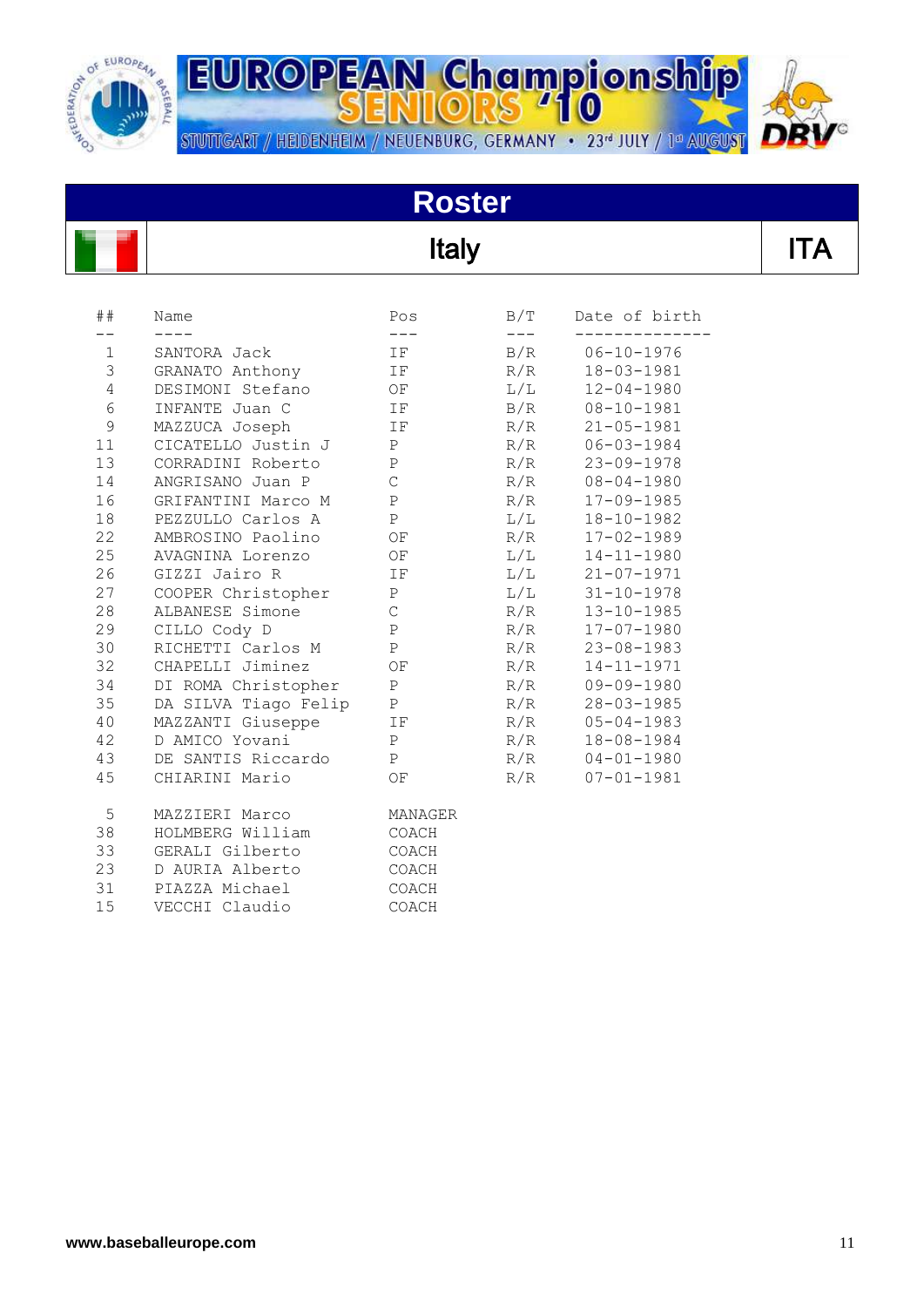# EUROPEAN Championship SENIORS '10

STUTTGART / HEIDENHEIM / NEUENBURG, GERMANY • 23rd JULY / 1st AUGUST

## Roster

## Italy — ITA

| ## | Name | Pos | B/T | Date of birth |
|---|---|---|---|---|
| 1 | SANTORA Jack | IF | B/R | 06-10-1976 |
| 3 | GRANATO Anthony | IF | R/R | 18-03-1981 |
| 4 | DESIMONI Stefano | OF | L/L | 12-04-1980 |
| 6 | INFANTE Juan C | IF | B/R | 08-10-1981 |
| 9 | MAZZUCA Joseph | IF | R/R | 21-05-1981 |
| 11 | CICATELLO Justin J | P | R/R | 06-03-1984 |
| 13 | CORRADINI Roberto | P | R/R | 23-09-1978 |
| 14 | ANGRISANO Juan P | C | R/R | 08-04-1980 |
| 16 | GRIFANTINI Marco M | P | R/R | 17-09-1985 |
| 18 | PEZZULLO Carlos A | P | L/L | 18-10-1982 |
| 22 | AMBROSINO Paolino | OF | R/R | 17-02-1989 |
| 25 | AVAGNINA Lorenzo | OF | L/L | 14-11-1980 |
| 26 | GIZZI Jairo R | IF | L/L | 21-07-1971 |
| 27 | COOPER Christopher | P | L/L | 31-10-1978 |
| 28 | ALBANESE Simone | C | R/R | 13-10-1985 |
| 29 | CILLO Cody D | P | R/R | 17-07-1980 |
| 30 | RICHETTI Carlos M | P | R/R | 23-08-1983 |
| 32 | CHAPELLI Jiminez | OF | R/R | 14-11-1971 |
| 34 | DI ROMA Christopher | P | R/R | 09-09-1980 |
| 35 | DA SILVA Tiago Felip | P | R/R | 28-03-1985 |
| 40 | MAZZANTI Giuseppe | IF | R/R | 05-04-1983 |
| 42 | D AMICO Yovani | P | R/R | 18-08-1984 |
| 43 | DE SANTIS Riccardo | P | R/R | 04-01-1980 |
| 45 | CHIARINI Mario | OF | R/R | 07-01-1981 |
| 5 | MAZZIERI Marco | MANAGER | | |
| 38 | HOLMBERG William | COACH | | |
| 33 | GERALI Gilberto | COACH | | |
| 23 | D AURIA Alberto | COACH | | |
| 31 | PIAZZA Michael | COACH | | |
| 15 | VECCHI Claudio | COACH | | |

www.baseballeurope.com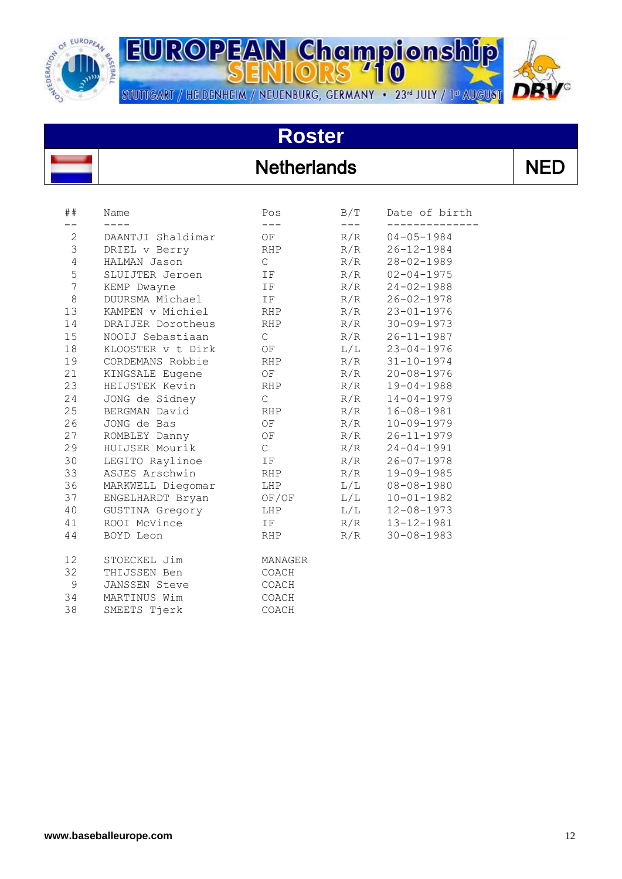# EUROPEAN Championship SENIORS '10

STUTTGART / HEIDENHEIM / NEUENBURG, GERMANY • 23rd JULY / 1st AUGUST

## Roster

## Netherlands — NED

| ## | Name | Pos | B/T | Date of birth |
|---|---|---|---|---|
| 2 | DAANTJI Shaldimar | OF | R/R | 04-05-1984 |
| 3 | DRIEL v Berry | RHP | R/R | 26-12-1984 |
| 4 | HALMAN Jason | C | R/R | 28-02-1989 |
| 5 | SLUIJTER Jeroen | IF | R/R | 02-04-1975 |
| 7 | KEMP Dwayne | IF | R/R | 24-02-1988 |
| 8 | DUURSMA Michael | IF | R/R | 26-02-1978 |
| 13 | KAMPEN v Michiel | RHP | R/R | 23-01-1976 |
| 14 | DRAIJER Dorotheus | RHP | R/R | 30-09-1973 |
| 15 | NOOIJ Sebastiaan | C | R/R | 26-11-1987 |
| 18 | KLOOSTER v t Dirk | OF | L/L | 23-04-1976 |
| 19 | CORDEMANS Robbie | RHP | R/R | 31-10-1974 |
| 21 | KINGSALE Eugene | OF | R/R | 20-08-1976 |
| 23 | HEIJSTEK Kevin | RHP | R/R | 19-04-1988 |
| 24 | JONG de Sidney | C | R/R | 14-04-1979 |
| 25 | BERGMAN David | RHP | R/R | 16-08-1981 |
| 26 | JONG de Bas | OF | R/R | 10-09-1979 |
| 27 | ROMBLEY Danny | OF | R/R | 26-11-1979 |
| 29 | HUIJSER Mourik | C | R/R | 24-04-1991 |
| 30 | LEGITO Raylinoe | IF | R/R | 26-07-1978 |
| 33 | ASJES Arschwin | RHP | R/R | 19-09-1985 |
| 36 | MARKWELL Diegomar | LHP | L/L | 08-08-1980 |
| 37 | ENGELHARDT Bryan | OF/OF | L/L | 10-01-1982 |
| 40 | GUSTINA Gregory | LHP | L/L | 12-08-1973 |
| 41 | ROOI McVince | IF | R/R | 13-12-1981 |
| 44 | BOYD Leon | RHP | R/R | 30-08-1983 |
| 12 | STOECKEL Jim | MANAGER | | |
| 32 | THIJSSEN Ben | COACH | | |
| 9 | JANSSEN Steve | COACH | | |
| 34 | MARTINUS Wim | COACH | | |
| 38 | SMEETS Tjerk | COACH | | |

www.baseballeurope.com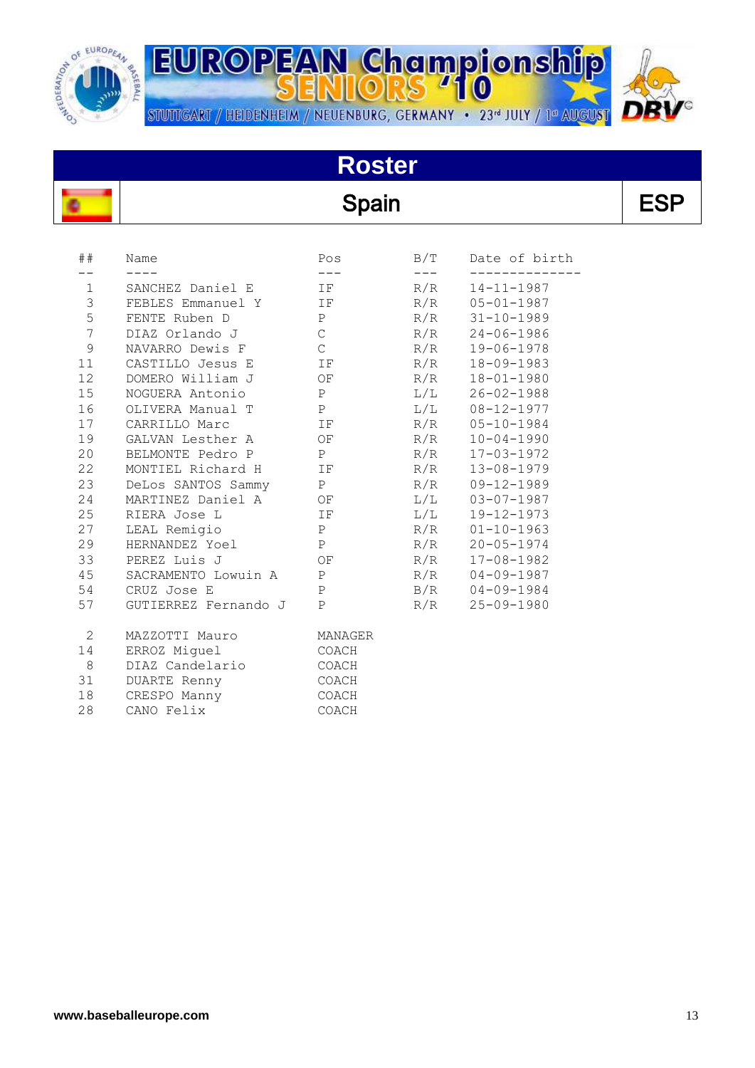EUROPEAN Championship SENIORS '10

STUTTGART / HEIDENHEIM / NEUENBURG, GERMANY • 23rd JULY / 1st AUGUST

# Roster

## Spain — ESP

| ## | Name | Pos | B/T | Date of birth |
|---|---|---|---|---|
| 1 | SANCHEZ Daniel E | IF | R/R | 14-11-1987 |
| 3 | FEBLES Emmanuel Y | IF | R/R | 05-01-1987 |
| 5 | FENTE Ruben D | P | R/R | 31-10-1989 |
| 7 | DIAZ Orlando J | C | R/R | 24-06-1986 |
| 9 | NAVARRO Dewis F | C | R/R | 19-06-1978 |
| 11 | CASTILLO Jesus E | IF | R/R | 18-09-1983 |
| 12 | DOMERO William J | OF | R/R | 18-01-1980 |
| 15 | NOGUERA Antonio | P | L/L | 26-02-1988 |
| 16 | OLIVERA Manual T | P | L/L | 08-12-1977 |
| 17 | CARRILLO Marc | IF | R/R | 05-10-1984 |
| 19 | GALVAN Lesther A | OF | R/R | 10-04-1990 |
| 20 | BELMONTE Pedro P | P | R/R | 17-03-1972 |
| 22 | MONTIEL Richard H | IF | R/R | 13-08-1979 |
| 23 | DeLos SANTOS Sammy | P | R/R | 09-12-1989 |
| 24 | MARTINEZ Daniel A | OF | L/L | 03-07-1987 |
| 25 | RIERA Jose L | IF | L/L | 19-12-1973 |
| 27 | LEAL Remigio | P | R/R | 01-10-1963 |
| 29 | HERNANDEZ Yoel | P | R/R | 20-05-1974 |
| 33 | PEREZ Luis J | OF | R/R | 17-08-1982 |
| 45 | SACRAMENTO Lowuin A | P | R/R | 04-09-1987 |
| 54 | CRUZ Jose E | P | B/R | 04-09-1984 |
| 57 | GUTIERREZ Fernando J | P | R/R | 25-09-1980 |

| ## | Name | Pos |
|---|---|---|
| 2 | MAZZOTTI Mauro | MANAGER |
| 14 | ERROZ Miguel | COACH |
| 8 | DIAZ Candelario | COACH |
| 31 | DUARTE Renny | COACH |
| 18 | CRESPO Manny | COACH |
| 28 | CANO Felix | COACH |

www.baseballeurope.com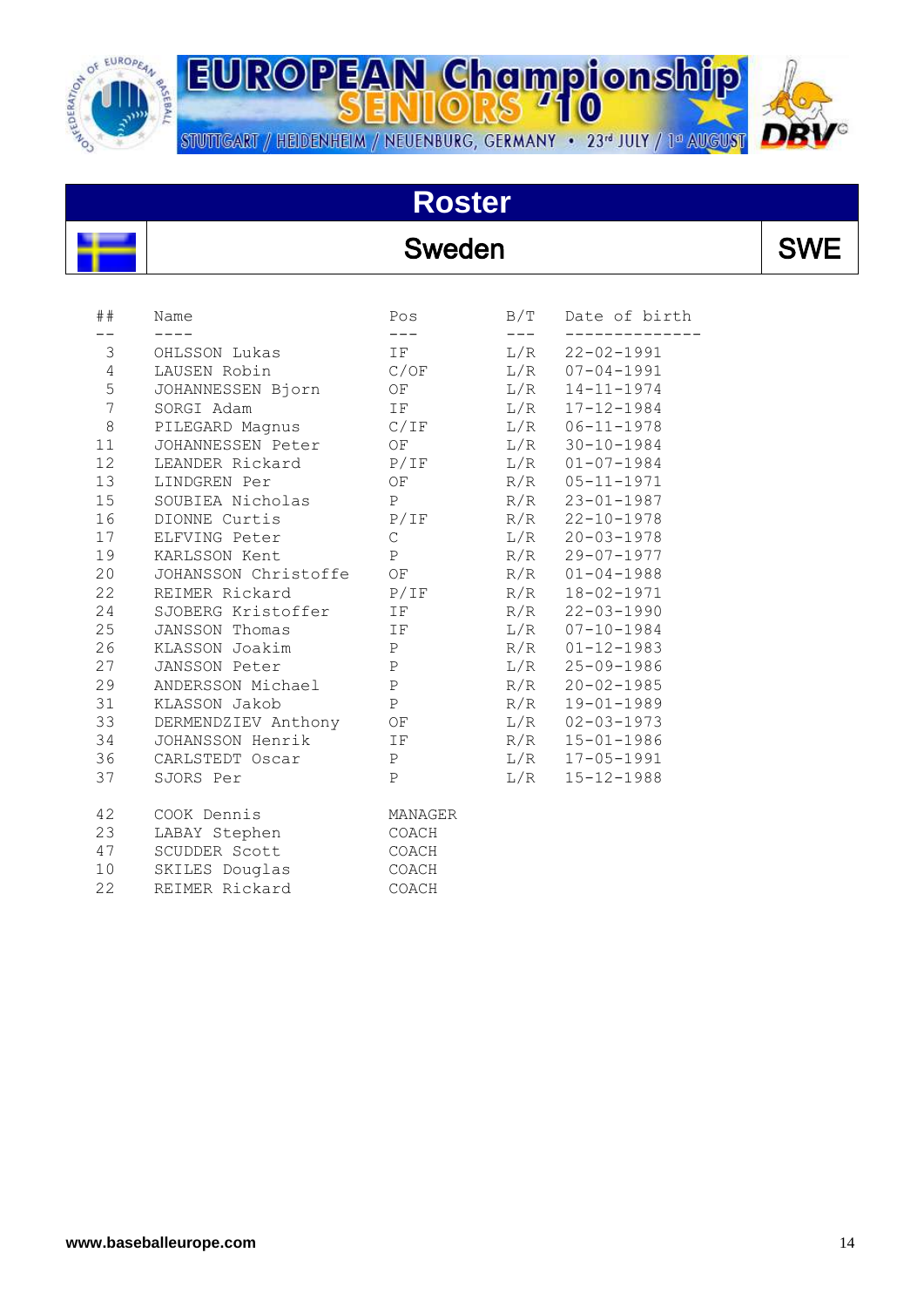# European Championship Seniors '10

Stuttgart / Heidenheim / Neuenburg, Germany • 23rd July / 1st August

## Roster

## Sweden — SWE

| ## | Name | Pos | B/T | Date of birth |
|---|---|---|---|---|
| 3 | OHLSSON Lukas | IF | L/R | 22-02-1991 |
| 4 | LAUSEN Robin | C/OF | L/R | 07-04-1991 |
| 5 | JOHANNESSEN Bjorn | OF | L/R | 14-11-1974 |
| 7 | SORGI Adam | IF | L/R | 17-12-1984 |
| 8 | PILEGARD Magnus | C/IF | L/R | 06-11-1978 |
| 11 | JOHANNESSEN Peter | OF | L/R | 30-10-1984 |
| 12 | LEANDER Rickard | P/IF | L/R | 01-07-1984 |
| 13 | LINDGREN Per | OF | R/R | 05-11-1971 |
| 15 | SOUBIEA Nicholas | P | R/R | 23-01-1987 |
| 16 | DIONNE Curtis | P/IF | R/R | 22-10-1978 |
| 17 | ELFVING Peter | C | L/R | 20-03-1978 |
| 19 | KARLSSON Kent | P | R/R | 29-07-1977 |
| 20 | JOHANSSON Christoffe | OF | R/R | 01-04-1988 |
| 22 | REIMER Rickard | P/IF | R/R | 18-02-1971 |
| 24 | SJOBERG Kristoffer | IF | R/R | 22-03-1990 |
| 25 | JANSSON Thomas | IF | L/R | 07-10-1984 |
| 26 | KLASSON Joakim | P | R/R | 01-12-1983 |
| 27 | JANSSON Peter | P | L/R | 25-09-1986 |
| 29 | ANDERSSON Michael | P | R/R | 20-02-1985 |
| 31 | KLASSON Jakob | P | R/R | 19-01-1989 |
| 33 | DERMENDZIEV Anthony | OF | L/R | 02-03-1973 |
| 34 | JOHANSSON Henrik | IF | R/R | 15-01-1986 |
| 36 | CARLSTEDT Oscar | P | L/R | 17-05-1991 |
| 37 | SJORS Per | P | L/R | 15-12-1988 |

| ## | Name | Pos |
|---|---|---|
| 42 | COOK Dennis | MANAGER |
| 23 | LABAY Stephen | COACH |
| 47 | SCUDDER Scott | COACH |
| 10 | SKILES Douglas | COACH |
| 22 | REIMER Rickard | COACH |

www.baseballeurope.com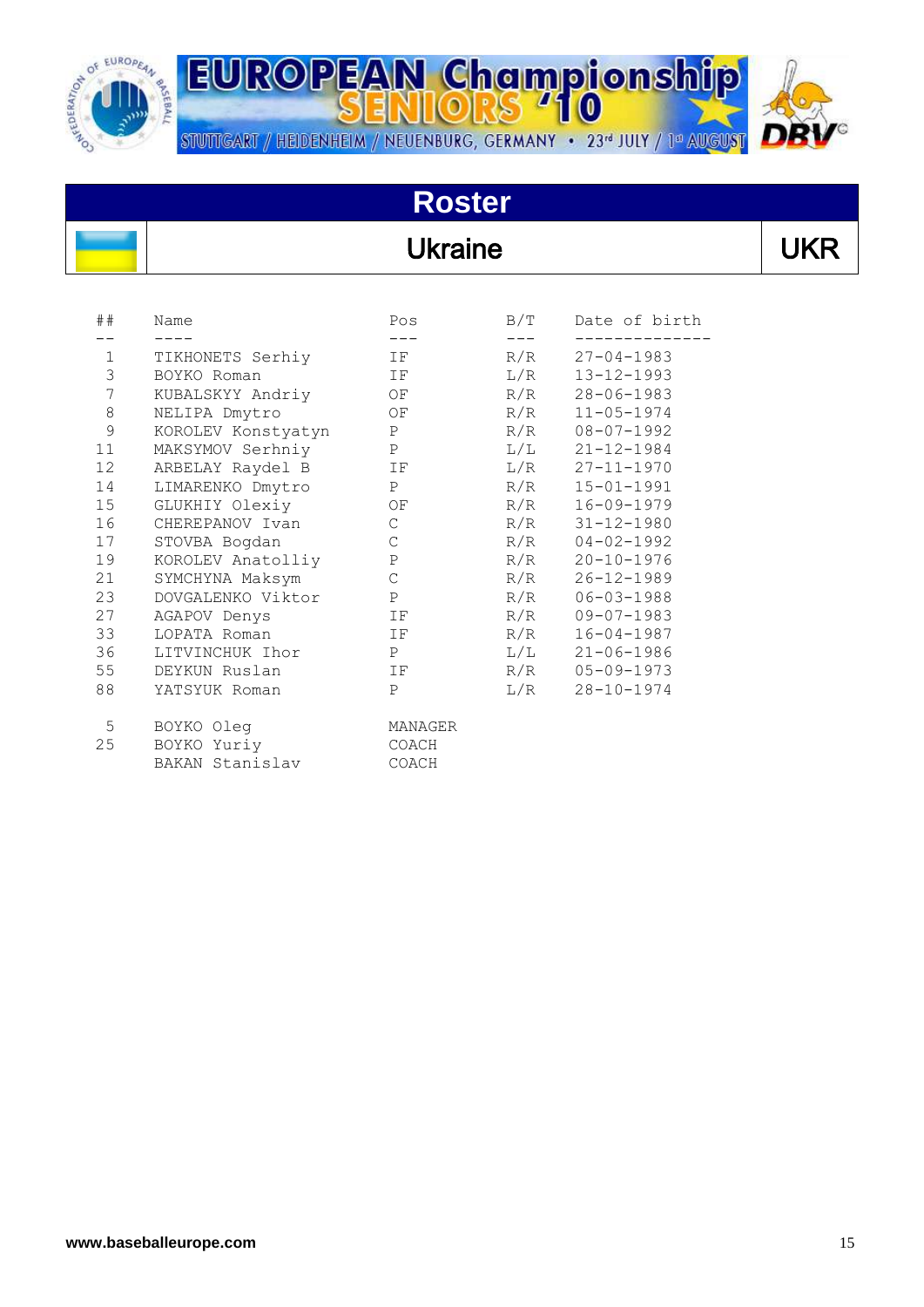# EUROPEAN Championship SENIORS '10

STUTTGART / HEIDENHEIM / NEUENBURG, GERMANY • 23rd JULY / 1st AUGUST

## Roster

## Ukraine | UKR

| ## | Name | Pos | B/T | Date of birth |
|---|---|---|---|---|
| 1 | TIKHONETS Serhiy | IF | R/R | 27-04-1983 |
| 3 | BOYKO Roman | IF | L/R | 13-12-1993 |
| 7 | KUBALSKYY Andriy | OF | R/R | 28-06-1983 |
| 8 | NELIPA Dmytro | OF | R/R | 11-05-1974 |
| 9 | KOROLEV Konstyatyn | P | R/R | 08-07-1992 |
| 11 | MAKSYMOV Serhniy | P | L/L | 21-12-1984 |
| 12 | ARBELAY Raydel B | IF | L/R | 27-11-1970 |
| 14 | LIMARENKO Dmytro | P | R/R | 15-01-1991 |
| 15 | GLUKHIY Olexiy | OF | R/R | 16-09-1979 |
| 16 | CHEREPANOV Ivan | C | R/R | 31-12-1980 |
| 17 | STOVBA Bogdan | C | R/R | 04-02-1992 |
| 19 | KOROLEV Anatolliy | P | R/R | 20-10-1976 |
| 21 | SYMCHYNA Maksym | C | R/R | 26-12-1989 |
| 23 | DOVGALENKO Viktor | P | R/R | 06-03-1988 |
| 27 | AGAPOV Denys | IF | R/R | 09-07-1983 |
| 33 | LOPATA Roman | IF | R/R | 16-04-1987 |
| 36 | LITVINCHUK Ihor | P | L/L | 21-06-1986 |
| 55 | DEYKUN Ruslan | IF | R/R | 05-09-1973 |
| 88 | YATSYUK Roman | P | L/R | 28-10-1974 |
| 5 | BOYKO Oleg | MANAGER | | |
| 25 | BOYKO Yuriy | COACH | | |
| | BAKAN Stanislav | COACH | | |

www.baseballeurope.com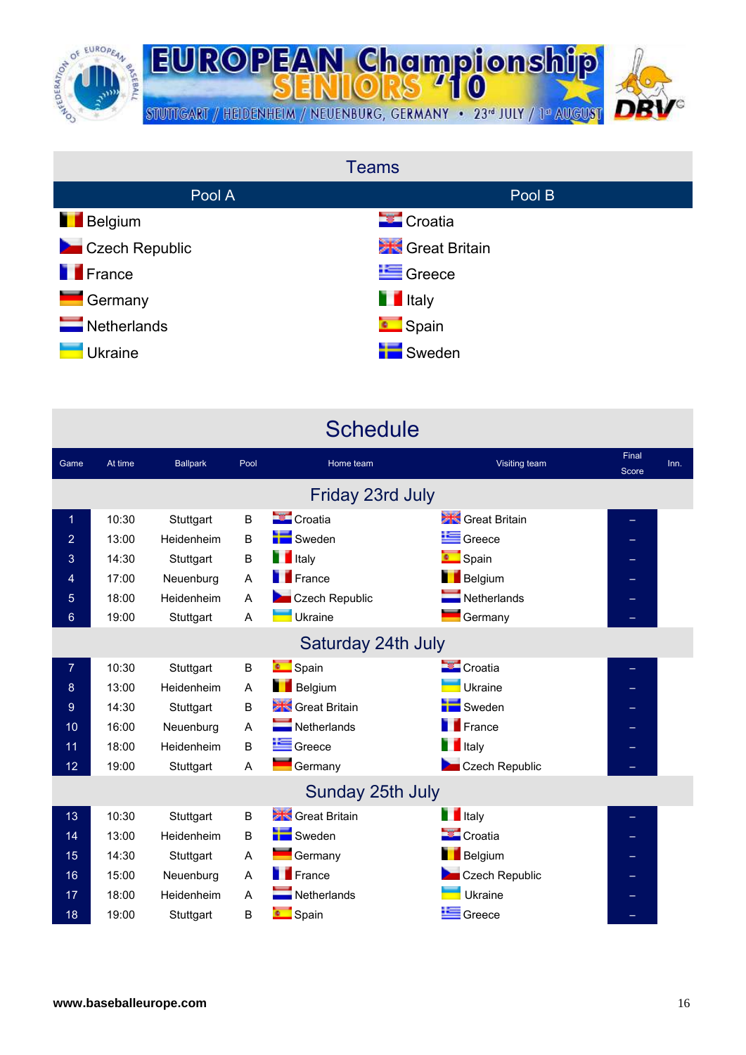# EUROPEAN Championship SENIORS '10

STUTTGART / HEIDENHEIM / NEUENBURG, GERMANY • 23rd JULY / 1st AUGUST

## Teams

| Pool A | Pool B |
|---|---|
| Belgium | Croatia |
| Czech Republic | Great Britain |
| France | Greece |
| Germany | Italy |
| Netherlands | Spain |
| Ukraine | Sweden |

## Schedule

| Game | At time | Ballpark | Pool | Home team | Visiting team | Final Score | Inn. |
|---|---|---|---|---|---|---|---|
| **Friday 23rd July** | | | | | | | |
| 1 | 10:30 | Stuttgart | B | Croatia | Great Britain | – | |
| 2 | 13:00 | Heidenheim | B | Sweden | Greece | – | |
| 3 | 14:30 | Stuttgart | B | Italy | Spain | – | |
| 4 | 17:00 | Neuenburg | A | France | Belgium | – | |
| 5 | 18:00 | Heidenheim | A | Czech Republic | Netherlands | – | |
| 6 | 19:00 | Stuttgart | A | Ukraine | Germany | – | |
| **Saturday 24th July** | | | | | | | |
| 7 | 10:30 | Stuttgart | B | Spain | Croatia | – | |
| 8 | 13:00 | Heidenheim | A | Belgium | Ukraine | – | |
| 9 | 14:30 | Stuttgart | B | Great Britain | Sweden | – | |
| 10 | 16:00 | Neuenburg | A | Netherlands | France | – | |
| 11 | 18:00 | Heidenheim | B | Greece | Italy | – | |
| 12 | 19:00 | Stuttgart | A | Germany | Czech Republic | – | |
| **Sunday 25th July** | | | | | | | |
| 13 | 10:30 | Stuttgart | B | Great Britain | Italy | – | |
| 14 | 13:00 | Heidenheim | B | Sweden | Croatia | – | |
| 15 | 14:30 | Stuttgart | A | Germany | Belgium | – | |
| 16 | 15:00 | Neuenburg | A | France | Czech Republic | – | |
| 17 | 18:00 | Heidenheim | A | Netherlands | Ukraine | – | |
| 18 | 19:00 | Stuttgart | B | Spain | Greece | – | |

www.baseballeurope.com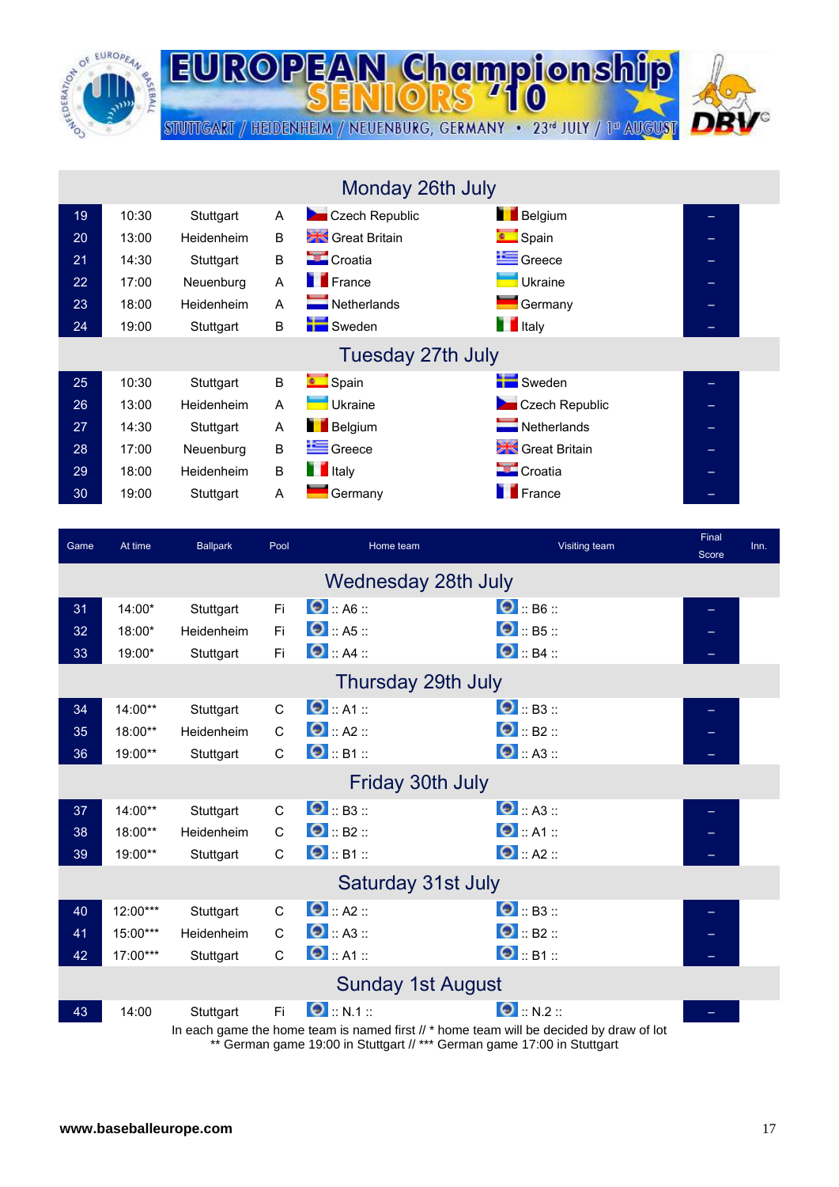# EUROPEAN Championship SENIORS '10

STUTTGART / HEIDENHEIM / NEUENBURG, GERMANY • 23rd JULY / 1st AUGUST

| Game | At time | Ballpark | Pool | Home team | Visiting team | Final Score | Inn. |
|---|---|---|---|---|---|---|---|
| **Monday 26th July** | | | | | | | |
| 19 | 10:30 | Stuttgart | A | Czech Republic | Belgium | – | |
| 20 | 13:00 | Heidenheim | B | Great Britain | Spain | – | |
| 21 | 14:30 | Stuttgart | B | Croatia | Greece | – | |
| 22 | 17:00 | Neuenburg | A | France | Ukraine | – | |
| 23 | 18:00 | Heidenheim | A | Netherlands | Germany | – | |
| 24 | 19:00 | Stuttgart | B | Sweden | Italy | – | |
| **Tuesday 27th July** | | | | | | | |
| 25 | 10:30 | Stuttgart | B | Spain | Sweden | – | |
| 26 | 13:00 | Heidenheim | A | Ukraine | Czech Republic | – | |
| 27 | 14:30 | Stuttgart | A | Belgium | Netherlands | – | |
| 28 | 17:00 | Neuenburg | B | Greece | Great Britain | – | |
| 29 | 18:00 | Heidenheim | B | Italy | Croatia | – | |
| 30 | 19:00 | Stuttgart | A | Germany | France | – | |
| **Wednesday 28th July** | | | | | | | |
| 31 | 14:00* | Stuttgart | Fi | :: A6 :: | :: B6 :: | – | |
| 32 | 18:00* | Heidenheim | Fi | :: A5 :: | :: B5 :: | – | |
| 33 | 19:00* | Stuttgart | Fi | :: A4 :: | :: B4 :: | – | |
| **Thursday 29th July** | | | | | | | |
| 34 | 14:00** | Stuttgart | C | :: A1 :: | :: B3 :: | – | |
| 35 | 18:00** | Heidenheim | C | :: A2 :: | :: B2 :: | – | |
| 36 | 19:00** | Stuttgart | C | :: B1 :: | :: A3 :: | – | |
| **Friday 30th July** | | | | | | | |
| 37 | 14:00** | Stuttgart | C | :: B3 :: | :: A3 :: | – | |
| 38 | 18:00** | Heidenheim | C | :: B2 :: | :: A1 :: | – | |
| 39 | 19:00** | Stuttgart | C | :: B1 :: | :: A2 :: | – | |
| **Saturday 31st July** | | | | | | | |
| 40 | 12:00*** | Stuttgart | C | :: A2 :: | :: B3 :: | – | |
| 41 | 15:00*** | Heidenheim | C | :: A3 :: | :: B2 :: | – | |
| 42 | 17:00*** | Stuttgart | C | :: A1 :: | :: B1 :: | – | |
| **Sunday 1st August** | | | | | | | |
| 43 | 14:00 | Stuttgart | Fi | :: N.1 :: | :: N.2 :: | – | |

In each game the home team is named first // * home team will be decided by draw of lot
** German game 19:00 in Stuttgart // *** German game 17:00 in Stuttgart

www.baseballeurope.com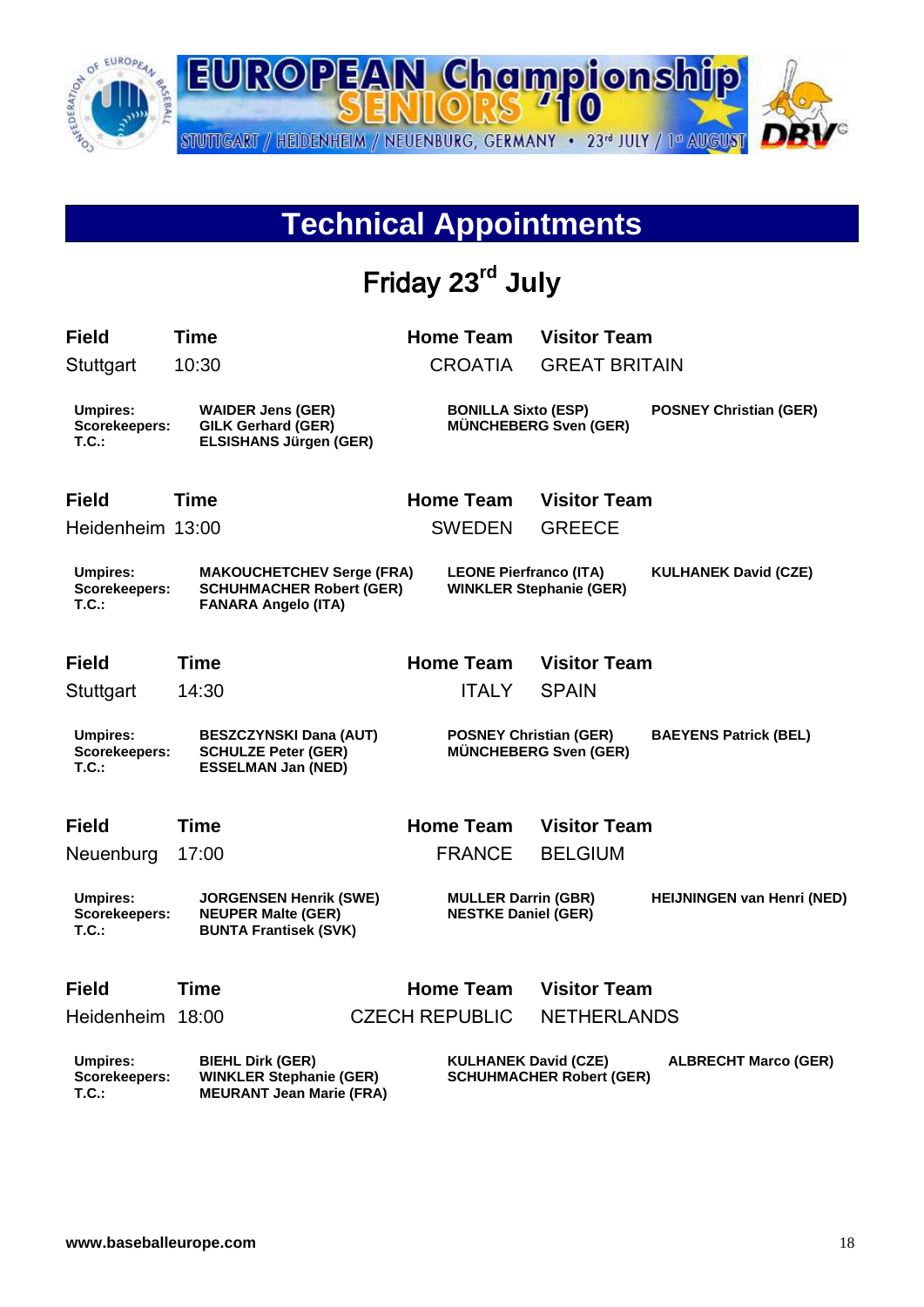EUROPEAN Championship SENIORS '10

STUTTGART / HEIDENHEIM / NEUENBURG, GERMANY • 23rd JULY / 1st AUGUST

# Technical Appointments

## Friday 23rd July

| Field | Time | Home Team | Visitor Team |
|---|---|---|---|
| Stuttgart | 10:30 | CROATIA | GREAT BRITAIN |

| | | | |
|---|---|---|---|
| **Umpires:** | **WAIDER Jens (GER)** | **BONILLA Sixto (ESP)** | **POSNEY Christian (GER)** |
| **Scorekeepers:** | **GILK Gerhard (GER)** | **MÜNCHEBERG Sven (GER)** | |
| **T.C.:** | **ELSISHANS Jürgen (GER)** | | |

| Field | Time | Home Team | Visitor Team |
|---|---|---|---|
| Heidenheim | 13:00 | SWEDEN | GREECE |

| | | | |
|---|---|---|---|
| **Umpires:** | **MAKOUCHETCHEV Serge (FRA)** | **LEONE Pierfranco (ITA)** | **KULHANEK David (CZE)** |
| **Scorekeepers:** | **SCHUHMACHER Robert (GER)** | **WINKLER Stephanie (GER)** | |
| **T.C.:** | **FANARA Angelo (ITA)** | | |

| Field | Time | Home Team | Visitor Team |
|---|---|---|---|
| Stuttgart | 14:30 | ITALY | SPAIN |

| | | | |
|---|---|---|---|
| **Umpires:** | **BESZCZYNSKI Dana (AUT)** | **POSNEY Christian (GER)** | **BAEYENS Patrick (BEL)** |
| **Scorekeepers:** | **SCHULZE Peter (GER)** | **MÜNCHEBERG Sven (GER)** | |
| **T.C.:** | **ESSELMAN Jan (NED)** | | |

| Field | Time | Home Team | Visitor Team |
|---|---|---|---|
| Neuenburg | 17:00 | FRANCE | BELGIUM |

| | | | |
|---|---|---|---|
| **Umpires:** | **JORGENSEN Henrik (SWE)** | **MULLER Darrin (GBR)** | **HEIJNINGEN van Henri (NED)** |
| **Scorekeepers:** | **NEUPER Malte (GER)** | **NESTKE Daniel (GER)** | |
| **T.C.:** | **BUNTA Frantisek (SVK)** | | |

| Field | Time | Home Team | Visitor Team |
|---|---|---|---|
| Heidenheim | 18:00 | CZECH REPUBLIC | NETHERLANDS |

| | | | |
|---|---|---|---|
| **Umpires:** | **BIEHL Dirk (GER)** | **KULHANEK David (CZE)** | **ALBRECHT Marco (GER)** |
| **Scorekeepers:** | **WINKLER Stephanie (GER)** | **SCHUHMACHER Robert (GER)** | |
| **T.C.:** | **MEURANT Jean Marie (FRA)** | | |

**www.baseballeurope.com**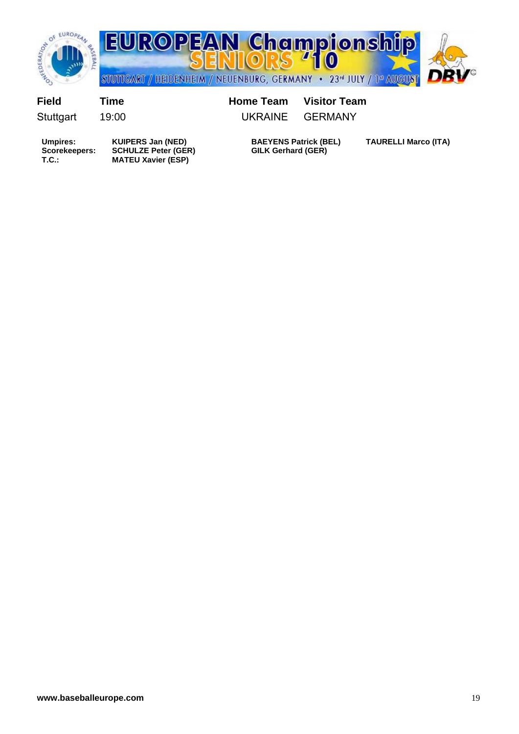| Field | Time | Home Team | Visitor Team |
|---|---|---|---|
| Stuttgart | 19:00 | UKRAINE | GERMANY |

| | | | |
|---|---|---|---|
| **Umpires:** | **KUIPERS Jan (NED)** | **BAEYENS Patrick (BEL)** | **TAURELLI Marco (ITA)** |
| **Scorekeepers:** | **SCHULZE Peter (GER)** | **GILK Gerhard (GER)** | |
| **T.C.:** | **MATEU Xavier (ESP)** | | |

**www.baseballeurope.com**